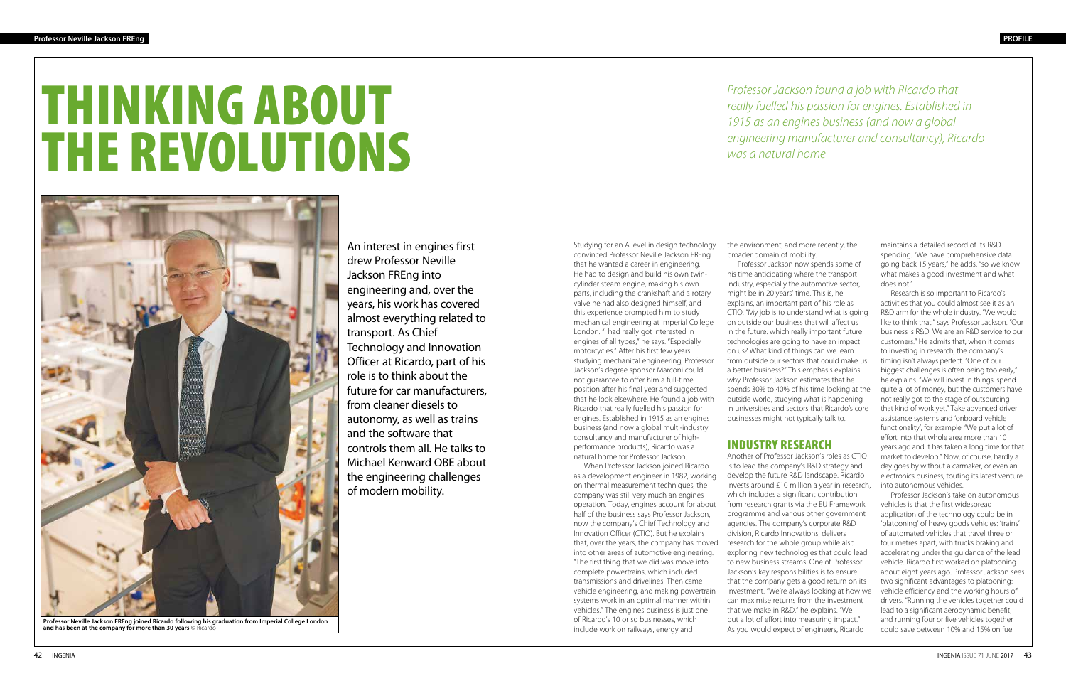# THINKING ABOUT THE REVOLUTIONS

An interest in engines first drew Professor Neville Jackson FREng into engineering and, over the years, his work has covered almost everything related to transport. As Chief Technology and Innovation Officer at Ricardo, part of his role is to think about the future for car manufacturers, from cleaner diesels to autonomy, as well as trains and the software that controls them all. He talks to Michael Kenward OBE about the engineering challenges of modern mobility.

**Professor Neville Jackson FREng joined Ricardo following his graduation from Imperial College London and has been at the company for more than 30 years** © Ricardo

Studying for an A level in design technology convinced Professor Neville Jackson FREng that he wanted a career in engineering. He had to design and build his own twin-cylinder steam engine, making his own parts, including the crankshaft and a rotary valve he had also designed himself, and this experience prompted him to study mechanical engineering at Imperial College London. "I had really got interested in engines of all types," he says. "Especially motorcycles." After his first few years studying mechanical engineering, Professor Jackson's degree sponsor Marconi could not guarantee to offer him a full-time position after his final year and suggested that he look elsewhere. He found a job with Ricardo that really fuelled his passion for engines. Established in 1915 as an engines business (and now a global multi-industry consultancy and manufacturer of high-performance products), Ricardo was a natural home for Professor Jackson.

*Professor Jackson found a job with Ricardo that really fuelled his passion for engines. Established in 1915 as an engines business (and now a global engineering manufacturer and consultancy), Ricardo was a natural home*

When Professor Jackson joined Ricardo as a development engineer in 1982, working on thermal measurement techniques, the company was still very much an engines operation. Today, engines account for about half of the business says Professor Jackson, now the company's Chief Technology and Innovation Officer (CTIO). But he explains that, over the years, the company has moved into other areas of automotive engineering. "The first thing that we did was move into complete powertrains, which included transmissions and drivelines. Then came vehicle engineering, and making powertrain systems work in an optimal manner within vehicles." The engines business is just one of Ricardo's 10 or so businesses, which include work on railways, energy and the environment, and more recently, the broader domain of mobility.

Professor Jackson now spends some of his time anticipating where the transport industry, especially the automotive sector, might be in 20 years' time. This is, he explains, an important part of his role as CTIO. "My job is to understand what is going on outside our business that will affect us in the future: which really important future technologies are going to have an impact on us? What kind of things can we learn from outside our sectors that could make us a better business?" This emphasis explains why Professor Jackson estimates that he spends 30% to 40% of his time looking at the outside world, studying what is happening in universities and sectors that Ricardo's core businesses might not typically talk to.

## INDUSTRY RESEARCH

Another of Professor Jackson's roles as CTIO is to lead the company's R&D strategy and develop the future R&D landscape. Ricardo invests around £10 million a year in research, which includes a significant contribution from research grants via the EU Framework programme and various other government agencies. The company's corporate R&D division, Ricardo Innovations, delivers research for the whole group while also exploring new technologies that could lead to new business streams. One of Professor Jackson's key responsibilities is to ensure that the company gets a good return on its investment. "We're always looking at how we can maximise returns from the investment that we make in R&D," he explains. "We put a lot of effort into measuring impact." As you would expect of engineers, Ricardo maintains a detailed record of its R&D spending. "We have comprehensive data going back 15 years," he adds, "so we know what makes a good investment and what does not."

Research is so important to Ricardo's activities that you could almost see it as an R&D arm for the whole industry. "We would like to think that," says Professor Jackson. "Our business is R&D. We are an R&D service to our customers." He admits that, when it comes to investing in research, the company's timing isn't always perfect. "One of our biggest challenges is often being too early," he explains. "We will invest in things, spend quite a lot of money, but the customers have not really got to the stage of outsourcing that kind of work yet." Take advanced driver assistance systems and 'onboard vehicle functionality', for example. "We put a lot of effort into that whole area more than 10 years ago and it has taken a long time for that market to develop." Now, of course, hardly a day goes by without a carmaker, or even an electronics business, touting its latest venture into autonomous vehicles.

Professor Jackson's take on autonomous vehicles is that the first widespread application of the technology could be in 'platooning' of heavy goods vehicles: 'trains' of automated vehicles that travel three or four metres apart, with trucks braking and accelerating under the guidance of the lead vehicle. Ricardo first worked on platooning about eight years ago. Professor Jackson sees two significant advantages to platooning: vehicle efficiency and the working hours of drivers. "Running the vehicles together could lead to a significant aerodynamic benefit, and running four or five vehicles together could save between 10% and 15% on fuel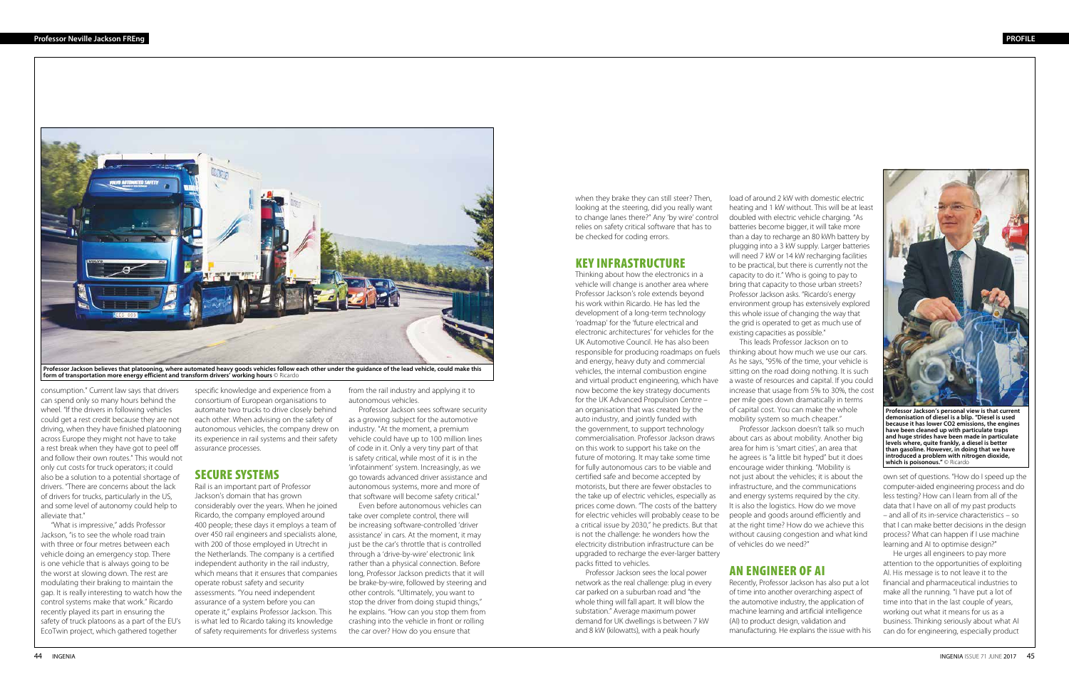Professor Jackson believes that platooning, where automated heavy goods vehicles follow each other under the guidance of the lead vehicle, could make this form of transportation more energy efficient and transform drivers' working hours © Ricardo

consumption." Current law says that drivers can spend only so many hours behind the wheel. "If the drivers in following vehicles could get a rest credit because they are not driving, when they have finished platooning across Europe they might not have to take a rest break when they have got to peel off and follow their own routes." This would not only cut costs for truck operators; it could also be a solution to a potential shortage of drivers. "There are concerns about the lack of drivers for trucks, particularly in the US, and some level of autonomy could help to alleviate that."

"What is impressive," adds Professor Jackson, "is to see the whole road train with three or four metres between each vehicle doing an emergency stop. There is one vehicle that is always going to be the worst at slowing down. The rest are modulating their braking to maintain the gap. It is really interesting to watch how the control systems make that work." Ricardo recently played its part in ensuring the safety of truck platoons as a part of the EU's EcoTwin project, which gathered together specific knowledge and experience from a consortium of European organisations to automate two trucks to drive closely behind each other. When advising on the safety of autonomous vehicles, the company drew on its experience in rail systems and their safety assurance processes.

## SECURE SYSTEMS

Rail is an important part of Professor Jackson's domain that has grown considerably over the years. When he joined Ricardo, the company employed around 400 people; these days it employs a team of over 450 rail engineers and specialists alone, with 200 of those employed in Utrecht in the Netherlands. The company is a certified independent authority in the rail industry, which means that it ensures that companies operate robust safety and security assessments. "You need independent assurance of a system before you can operate it," explains Professor Jackson. This is what led to Ricardo taking its knowledge of safety requirements for driverless systems from the rail industry and applying it to autonomous vehicles.

Professor Jackson sees software security as a growing subject for the automotive industry. "At the moment, a premium vehicle could have up to 100 million lines of code in it. Only a very tiny part of that is safety critical, while most of it is in the 'infotainment' system. Increasingly, as we go towards advanced driver assistance and autonomous systems, more and more of that software will become safety critical."

Even before autonomous vehicles can take over complete control, there will be increasing software-controlled 'driver assistance' in cars. At the moment, it may just be the car's throttle that is controlled through a 'drive-by-wire' electronic link rather than a physical connection. Before long, Professor Jackson predicts that it will be brake-by-wire, followed by steering and other controls. "Ultimately, you want to stop the driver from doing stupid things," he explains. "How can you stop them from crashing into the vehicle in front or rolling the car over? How do you ensure that when they brake they can still steer? Then, looking at the steering, did you really want to change lanes there?" Any 'by wire' control relies on safety critical software that has to be checked for coding errors.

## KEY INFRASTRUCTURE

Thinking about how the electronics in a vehicle will change is another area where Professor Jackson's role extends beyond his work within Ricardo. He has led the development of a long-term technology 'roadmap' for the 'future electrical and electronic architectures' for vehicles for the UK Automotive Council. He has also been responsible for producing roadmaps on fuels and energy, heavy duty and commercial vehicles, the internal combustion engine and virtual product engineering, which have now become the key strategy documents for the UK Advanced Propulsion Centre – an organisation that was created by the auto industry, and jointly funded with the government, to support technology commercialisation. Professor Jackson draws on this work to support his take on the future of motoring. It may take some time for fully autonomous cars to be viable and certified safe and become accepted by motorists, but there are fewer obstacles to the take up of electric vehicles, especially as prices come down. "The costs of the battery for electric vehicles will probably cease to be a critical issue by 2030," he predicts. But that is not the challenge: he wonders how the electricity distribution infrastructure can be upgraded to recharge the ever-larger battery packs fitted to vehicles.

Professor Jackson sees the local power network as the real challenge: plug in every car parked on a suburban road and "the whole thing will fall apart. It will blow the substation." Average maximum power demand for UK dwellings is between 7 kW and 8 kW (kilowatts), with a peak hourly load of around 2 kW with domestic electric heating and 1 kW without. This will be at least doubled with electric vehicle charging. "As batteries become bigger, it will take more than a day to recharge an 80 kWh battery by plugging into a 3 kW supply. Larger batteries will need 7 kW or 14 kW recharging facilities to be practical, but there is currently not the capacity to do it." Who is going to pay to bring that capacity to those urban streets? Professor Jackson asks. "Ricardo's energy environment group has extensively explored this whole issue of changing the way that the grid is operated to get as much use of existing capacities as possible."

This leads Professor Jackson on to thinking about how much we use our cars. As he says, "95% of the time, your vehicle is sitting on the road doing nothing. It is such a waste of resources and capital. If you could increase that usage from 5% to 30%, the cost per mile goes down dramatically in terms of capital cost. You can make the whole mobility system so much cheaper."

Professor Jackson doesn't talk so much about cars as about mobility. Another big area for him is 'smart cities', an area that he agrees is "a little bit hyped" but it does encourage wider thinking. "Mobility is not just about the vehicles; it is about the infrastructure, and the communications and energy systems required by the city. It is also the logistics. How do we move people and goods around efficiently and at the right time? How do we achieve this without causing congestion and what kind of vehicles do we need?"

## AN ENGINEER OF AI

Recently, Professor Jackson has also put a lot of time into another overarching aspect of the automotive industry, the application of machine learning and artificial intelligence (AI) to product design, validation and manufacturing. He explains the issue with his own set of questions. "How do I speed up the computer-aided engineering process and do less testing? How can I learn from all of the data that I have on all of my past products – and all of its in-service characteristics – so that I can make better decisions in the design process? What can happen if I use machine learning and AI to optimise design?"

He urges all engineers to pay more attention to the opportunities of exploiting AI. His message is to not leave it to the financial and pharmaceutical industries to make all the running. "I have put a lot of time into that in the last couple of years, working out what it means for us as a business. Thinking seriously about what AI can do for engineering, especially product

**Professor Jackson's personal view is that current demonisation of diesel is a blip. "Diesel is used because it has lower $CO_2$ emissions, the engines have been cleaned up with particulate traps and huge strides have been made in particulate levels where, quite frankly, a diesel is better than gasoline. However, in doing that we have introduced a problem with nitrogen dioxide, which is poisonous."** © Ricardo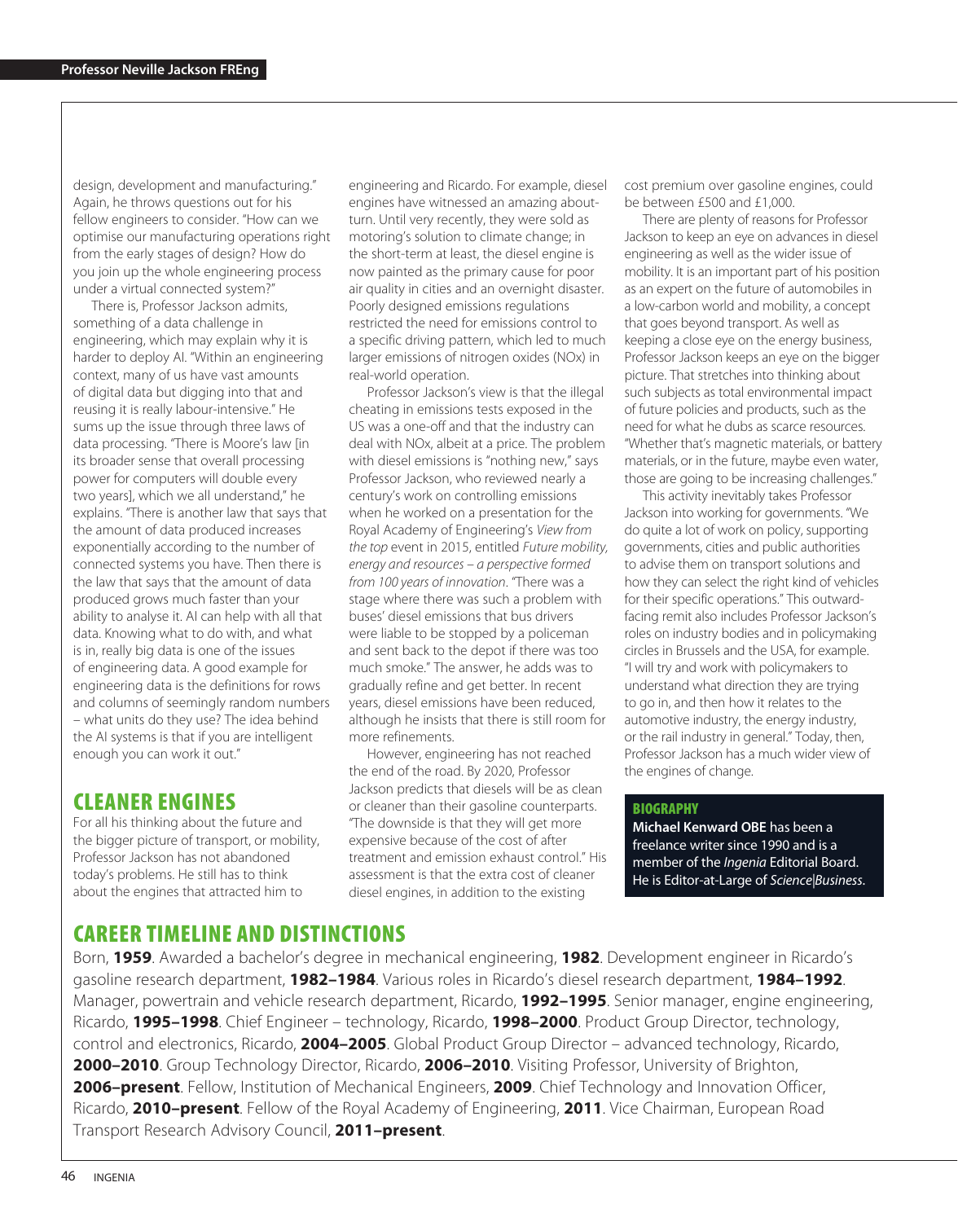design, development and manufacturing." Again, he throws questions out for his fellow engineers to consider. "How can we optimise our manufacturing operations right from the early stages of design? How do you join up the whole engineering process under a virtual connected system?"

There is, Professor Jackson admits, something of a data challenge in engineering, which may explain why it is harder to deploy AI. "Within an engineering context, many of us have vast amounts of digital data but digging into that and reusing it is really labour-intensive." He sums up the issue through three laws of data processing. "There is Moore's law [in its broader sense that overall processing power for computers will double every two years], which we all understand," he explains. "There is another law that says that the amount of data produced increases exponentially according to the number of connected systems you have. Then there is the law that says that the amount of data produced grows much faster than your ability to analyse it. AI can help with all that data. Knowing what to do with, and what is in, really big data is one of the issues of engineering data. A good example for engineering data is the definitions for rows and columns of seemingly random numbers – what units do they use? The idea behind the AI systems is that if you are intelligent enough you can work it out."

## CLEANER ENGINES

For all his thinking about the future and the bigger picture of transport, or mobility, Professor Jackson has not abandoned today's problems. He still has to think about the engines that attracted him to engineering and Ricardo. For example, diesel engines have witnessed an amazing about-turn. Until very recently, they were sold as motoring's solution to climate change; in the short-term at least, the diesel engine is now painted as the primary cause for poor air quality in cities and an overnight disaster. Poorly designed emissions regulations restricted the need for emissions control to a specific driving pattern, which led to much larger emissions of nitrogen oxides (NOx) in real-world operation.

Professor Jackson's view is that the illegal cheating in emissions tests exposed in the US was a one-off and that the industry can deal with NOx, albeit at a price. The problem with diesel emissions is "nothing new," says Professor Jackson, who reviewed nearly a century's work on controlling emissions when he worked on a presentation for the Royal Academy of Engineering's *View from the top* event in 2015, entitled *Future mobility, energy and resources – a perspective formed from 100 years of innovation*. "There was a stage where there was such a problem with buses' diesel emissions that bus drivers were liable to be stopped by a policeman and sent back to the depot if there was too much smoke." The answer, he adds was to gradually refine and get better. In recent years, diesel emissions have been reduced, although he insists that there is still room for more refinements.

However, engineering has not reached the end of the road. By 2020, Professor Jackson predicts that diesels will be as clean or cleaner than their gasoline counterparts. "The downside is that they will get more expensive because of the cost of after treatment and emission exhaust control." His assessment is that the extra cost of cleaner diesel engines, in addition to the existing cost premium over gasoline engines, could be between £500 and £1,000.

There are plenty of reasons for Professor Jackson to keep an eye on advances in diesel engineering as well as the wider issue of mobility. It is an important part of his position as an expert on the future of automobiles in a low-carbon world and mobility, a concept that goes beyond transport. As well as keeping a close eye on the energy business, Professor Jackson keeps an eye on the bigger picture. That stretches into thinking about such subjects as total environmental impact of future policies and products, such as the need for what he dubs as scarce resources. "Whether that's magnetic materials, or battery materials, or in the future, maybe even water, those are going to be increasing challenges."

This activity inevitably takes Professor Jackson into working for governments. "We do quite a lot of work on policy, supporting governments, cities and public authorities to advise them on transport solutions and how they can select the right kind of vehicles for their specific operations." This outward-facing remit also includes Professor Jackson's roles on industry bodies and in policymaking circles in Brussels and the USA, for example. "I will try and work with policymakers to understand what direction they are trying to go in, and then how it relates to the automotive industry, the energy industry, or the rail industry in general." Today, then, Professor Jackson has a much wider view of the engines of change.

### BIOGRAPHY

**Michael Kenward OBE** has been a freelance writer since 1990 and is a member of the *Ingenia* Editorial Board. He is Editor-at-Large of *Science|Business*.

## CAREER TIMELINE AND DISTINCTIONS

Born, **1959**. Awarded a bachelor's degree in mechanical engineering, **1982**. Development engineer in Ricardo's gasoline research department, **1982–1984**. Various roles in Ricardo's diesel research department, **1984–1992**. Manager, powertrain and vehicle research department, Ricardo, **1992–1995**. Senior manager, engine engineering, Ricardo, **1995–1998**. Chief Engineer – technology, Ricardo, **1998–2000**. Product Group Director, technology, control and electronics, Ricardo, **2004–2005**. Global Product Group Director – advanced technology, Ricardo, **2000–2010**. Group Technology Director, Ricardo, **2006–2010**. Visiting Professor, University of Brighton, **2006–present**. Fellow, Institution of Mechanical Engineers, **2009**. Chief Technology and Innovation Officer, Ricardo, **2010–present**. Fellow of the Royal Academy of Engineering, **2011**. Vice Chairman, European Road Transport Research Advisory Council, **2011–present**.